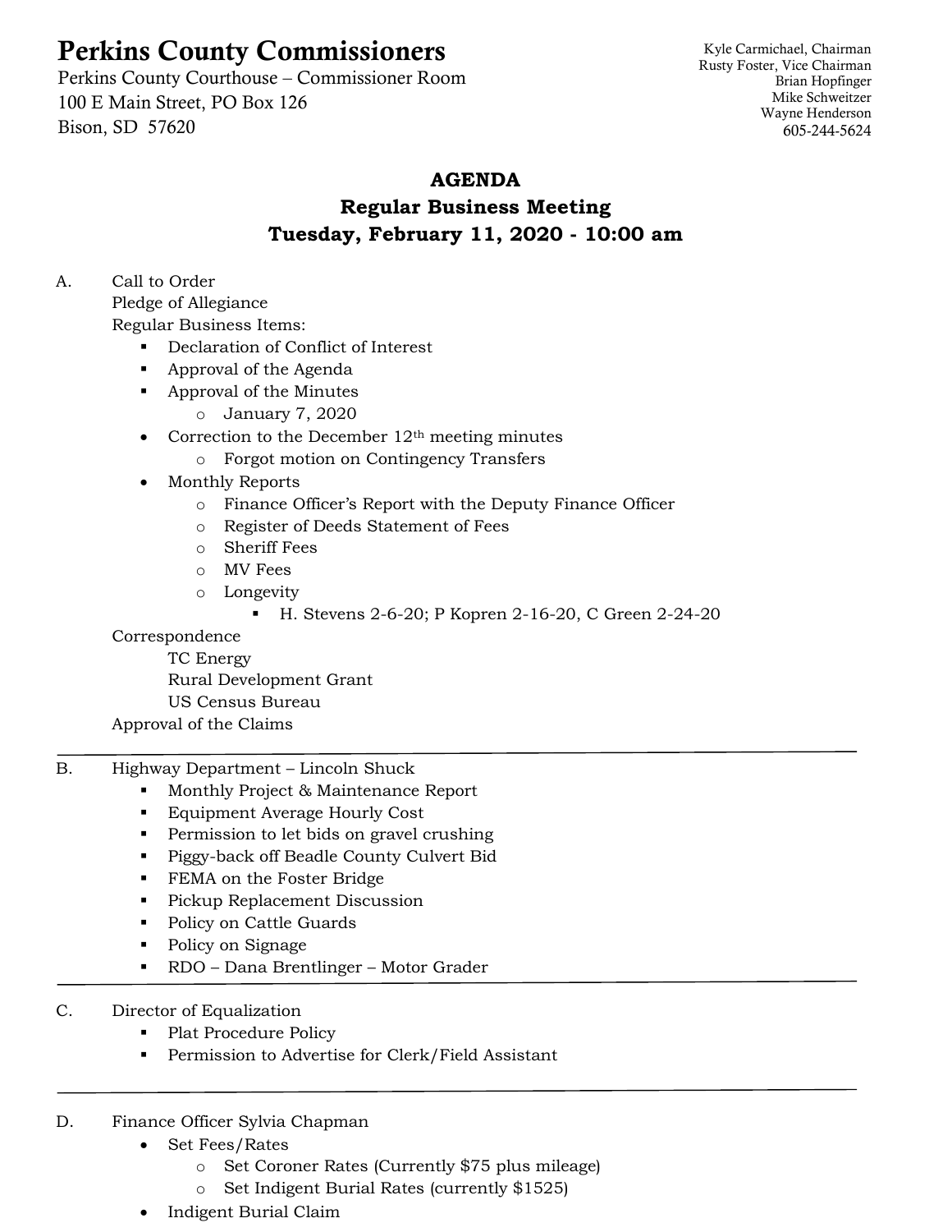# Perkins County Commissioners

Perkins County Courthouse – Commissioner Room
100 E Main Street, PO Box 126
Bison, SD 57620

Kyle Carmichael, Chairman
Rusty Foster, Vice Chairman
Brian Hopfinger
Mike Schweitzer
Wayne Henderson
605-244-5624

## AGENDA
## Regular Business Meeting
## Tuesday, February 11, 2020 - 10:00 am

A. Call to Order
   Pledge of Allegiance
   Regular Business Items:
   - Declaration of Conflict of Interest
   - Approval of the Agenda
   - Approval of the Minutes
     - January 7, 2020
   - Correction to the December 12th meeting minutes
     - Forgot motion on Contingency Transfers
   - Monthly Reports
     - Finance Officer's Report with the Deputy Finance Officer
     - Register of Deeds Statement of Fees
     - Sheriff Fees
     - MV Fees
     - Longevity
       - H. Stevens 2-6-20; P Kopren 2-16-20, C Green 2-24-20

   Correspondence
   - TC Energy
   - Rural Development Grant
   - US Census Bureau

   Approval of the Claims

---

B. Highway Department – Lincoln Shuck
   - Monthly Project & Maintenance Report
   - Equipment Average Hourly Cost
   - Permission to let bids on gravel crushing
   - Piggy-back off Beadle County Culvert Bid
   - FEMA on the Foster Bridge
   - Pickup Replacement Discussion
   - Policy on Cattle Guards
   - Policy on Signage
   - RDO – Dana Brentlinger – Motor Grader

---

C. Director of Equalization
   - Plat Procedure Policy
   - Permission to Advertise for Clerk/Field Assistant

---

D. Finance Officer Sylvia Chapman
   - Set Fees/Rates
     - Set Coroner Rates (Currently $75 plus mileage)
     - Set Indigent Burial Rates (currently $1525)
   - Indigent Burial Claim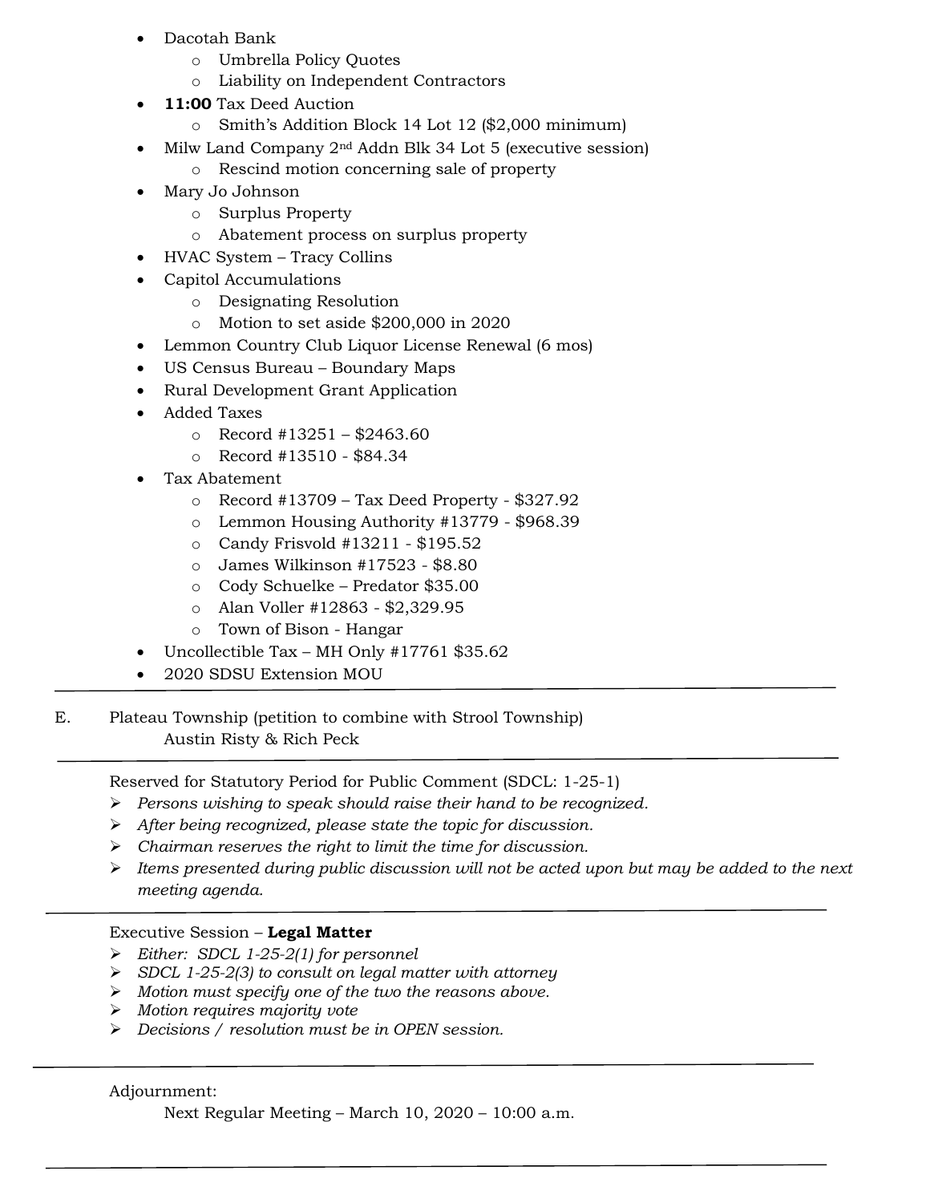- Dacotah Bank
  - Umbrella Policy Quotes
  - Liability on Independent Contractors
- **11:00** Tax Deed Auction
  - Smith's Addition Block 14 Lot 12 ($2,000 minimum)
- Milw Land Company 2nd Addn Blk 34 Lot 5 (executive session)
  - Rescind motion concerning sale of property
- Mary Jo Johnson
  - Surplus Property
  - Abatement process on surplus property
- HVAC System – Tracy Collins
- Capitol Accumulations
  - Designating Resolution
  - Motion to set aside $200,000 in 2020
- Lemmon Country Club Liquor License Renewal (6 mos)
- US Census Bureau – Boundary Maps
- Rural Development Grant Application
- Added Taxes
  - Record #13251 – $2463.60
  - Record #13510 - $84.34
- Tax Abatement
  - Record #13709 – Tax Deed Property - $327.92
  - Lemmon Housing Authority #13779 - $968.39
  - Candy Frisvold #13211 - $195.52
  - James Wilkinson #17523 - $8.80
  - Cody Schuelke – Predator $35.00
  - Alan Voller #12863 - $2,329.95
  - Town of Bison - Hangar
- Uncollectible Tax – MH Only #17761 $35.62
- 2020 SDSU Extension MOU

---

E. Plateau Township (petition to combine with Strool Township)
   Austin Risty & Rich Peck

---

Reserved for Statutory Period for Public Comment (SDCL: 1-25-1)

- *Persons wishing to speak should raise their hand to be recognized.*
- *After being recognized, please state the topic for discussion.*
- *Chairman reserves the right to limit the time for discussion.*
- *Items presented during public discussion will not be acted upon but may be added to the next meeting agenda.*

---

Executive Session – **Legal Matter**

- *Either: SDCL 1-25-2(1) for personnel*
- *SDCL 1-25-2(3) to consult on legal matter with attorney*
- *Motion must specify one of the two the reasons above.*
- *Motion requires majority vote*
- *Decisions / resolution must be in OPEN session.*

---

Adjournment:
   Next Regular Meeting – March 10, 2020 – 10:00 a.m.

---